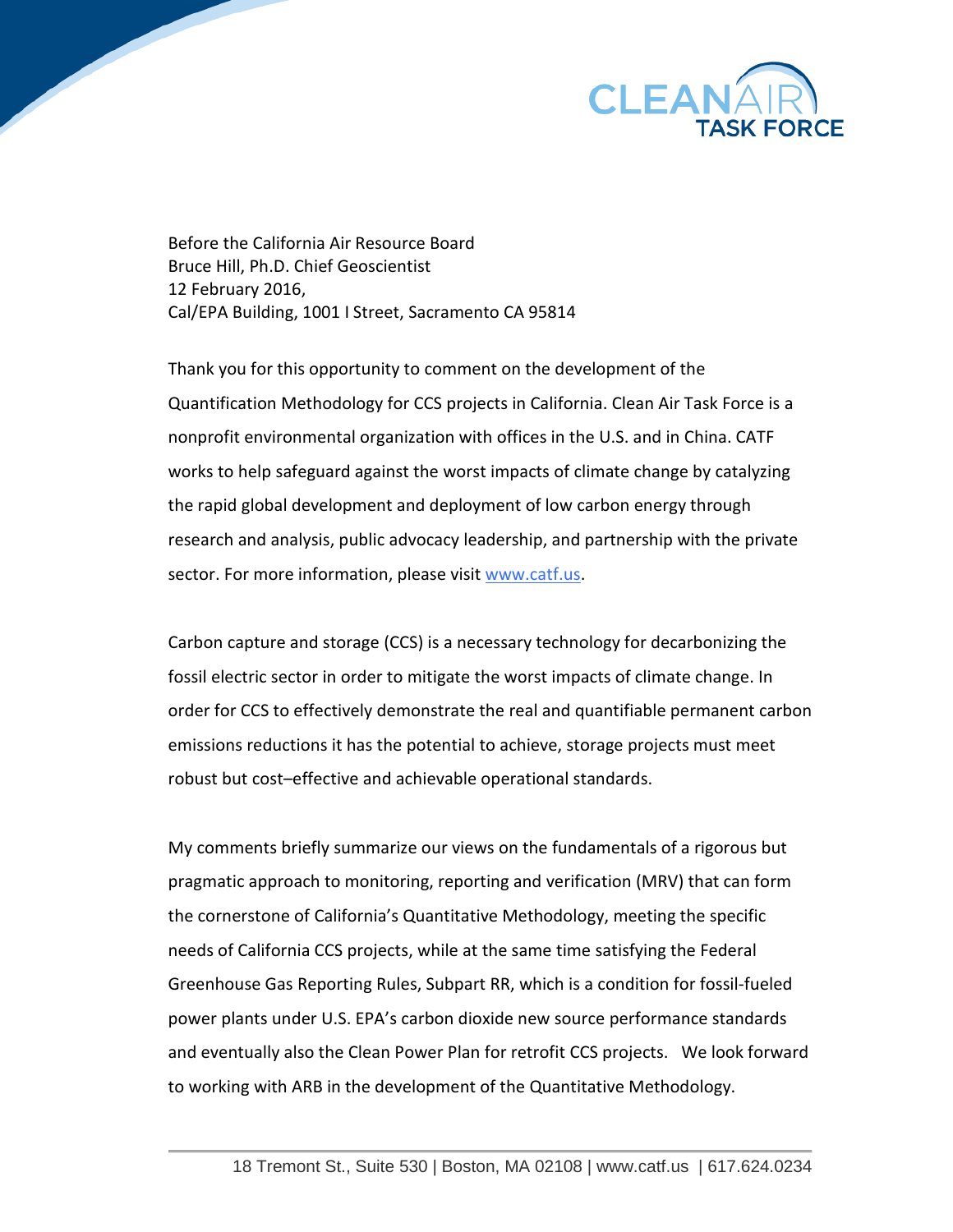Before the California Air Resource Board
Bruce Hill, Ph.D. Chief Geoscientist
12 February 2016,
Cal/EPA Building, 1001 I Street, Sacramento CA 95814

Thank you for this opportunity to comment on the development of the Quantification Methodology for CCS projects in California. Clean Air Task Force is a nonprofit environmental organization with offices in the U.S. and in China. CATF works to help safeguard against the worst impacts of climate change by catalyzing the rapid global development and deployment of low carbon energy through research and analysis, public advocacy leadership, and partnership with the private sector. For more information, please visit [www.catf.us](http://www.catf.us).

Carbon capture and storage (CCS) is a necessary technology for decarbonizing the fossil electric sector in order to mitigate the worst impacts of climate change. In order for CCS to effectively demonstrate the real and quantifiable permanent carbon emissions reductions it has the potential to achieve, storage projects must meet robust but cost–effective and achievable operational standards.

My comments briefly summarize our views on the fundamentals of a rigorous but pragmatic approach to monitoring, reporting and verification (MRV) that can form the cornerstone of California's Quantitative Methodology, meeting the specific needs of California CCS projects, while at the same time satisfying the Federal Greenhouse Gas Reporting Rules, Subpart RR, which is a condition for fossil-fueled power plants under U.S. EPA's carbon dioxide new source performance standards and eventually also the Clean Power Plan for retrofit CCS projects. We look forward to working with ARB in the development of the Quantitative Methodology.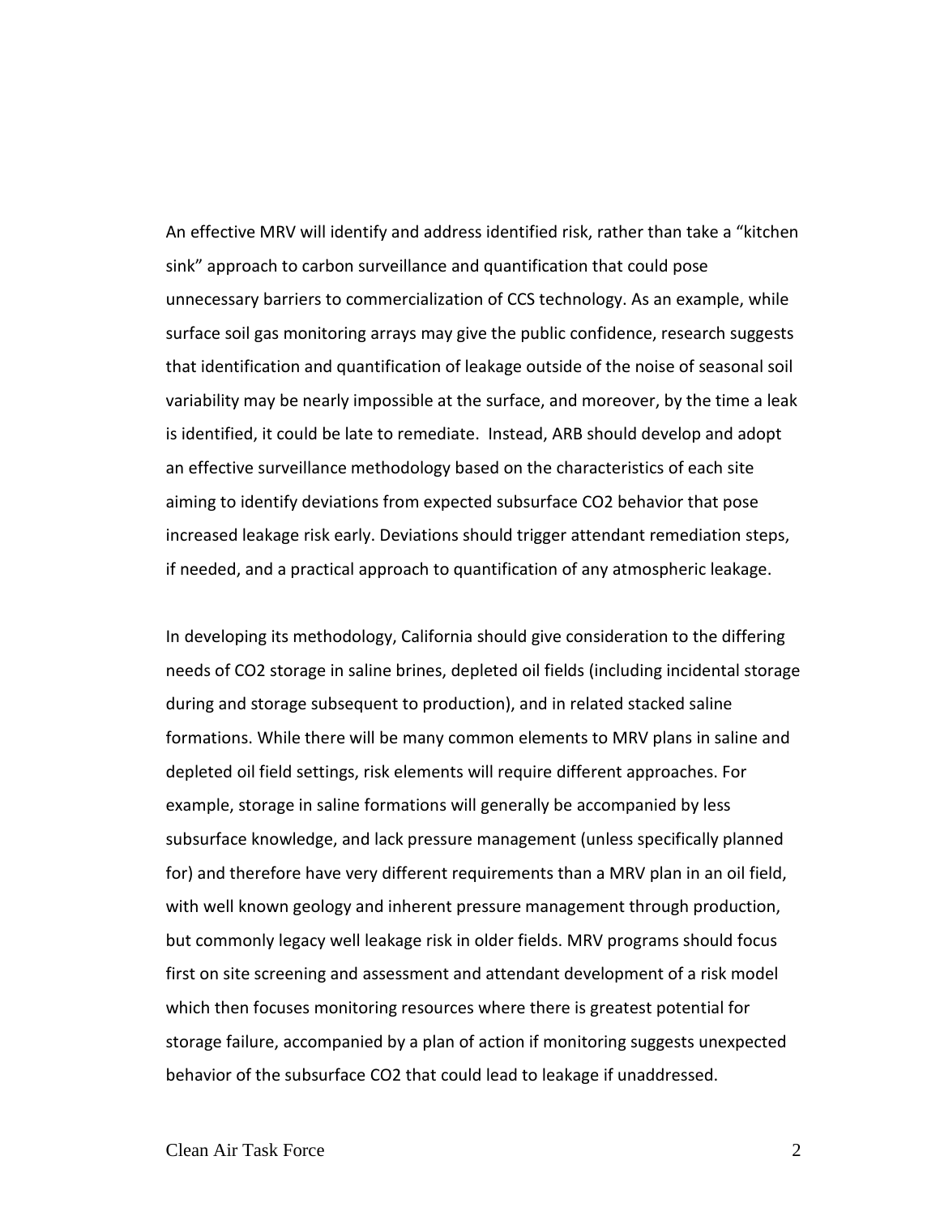An effective MRV will identify and address identified risk, rather than take a “kitchen sink” approach to carbon surveillance and quantification that could pose unnecessary barriers to commercialization of CCS technology. As an example, while surface soil gas monitoring arrays may give the public confidence, research suggests that identification and quantification of leakage outside of the noise of seasonal soil variability may be nearly impossible at the surface, and moreover, by the time a leak is identified, it could be late to remediate. Instead, ARB should develop and adopt an effective surveillance methodology based on the characteristics of each site aiming to identify deviations from expected subsurface $CO_2$ behavior that pose increased leakage risk early. Deviations should trigger attendant remediation steps, if needed, and a practical approach to quantification of any atmospheric leakage.

In developing its methodology, California should give consideration to the differing needs of $CO_2$ storage in saline brines, depleted oil fields (including incidental storage during and storage subsequent to production), and in related stacked saline formations. While there will be many common elements to MRV plans in saline and depleted oil field settings, risk elements will require different approaches. For example, storage in saline formations will generally be accompanied by less subsurface knowledge, and lack pressure management (unless specifically planned for) and therefore have very different requirements than a MRV plan in an oil field, with well known geology and inherent pressure management through production, but commonly legacy well leakage risk in older fields. MRV programs should focus first on site screening and assessment and attendant development of a risk model which then focuses monitoring resources where there is greatest potential for storage failure, accompanied by a plan of action if monitoring suggests unexpected behavior of the subsurface $CO_2$ that could lead to leakage if unaddressed.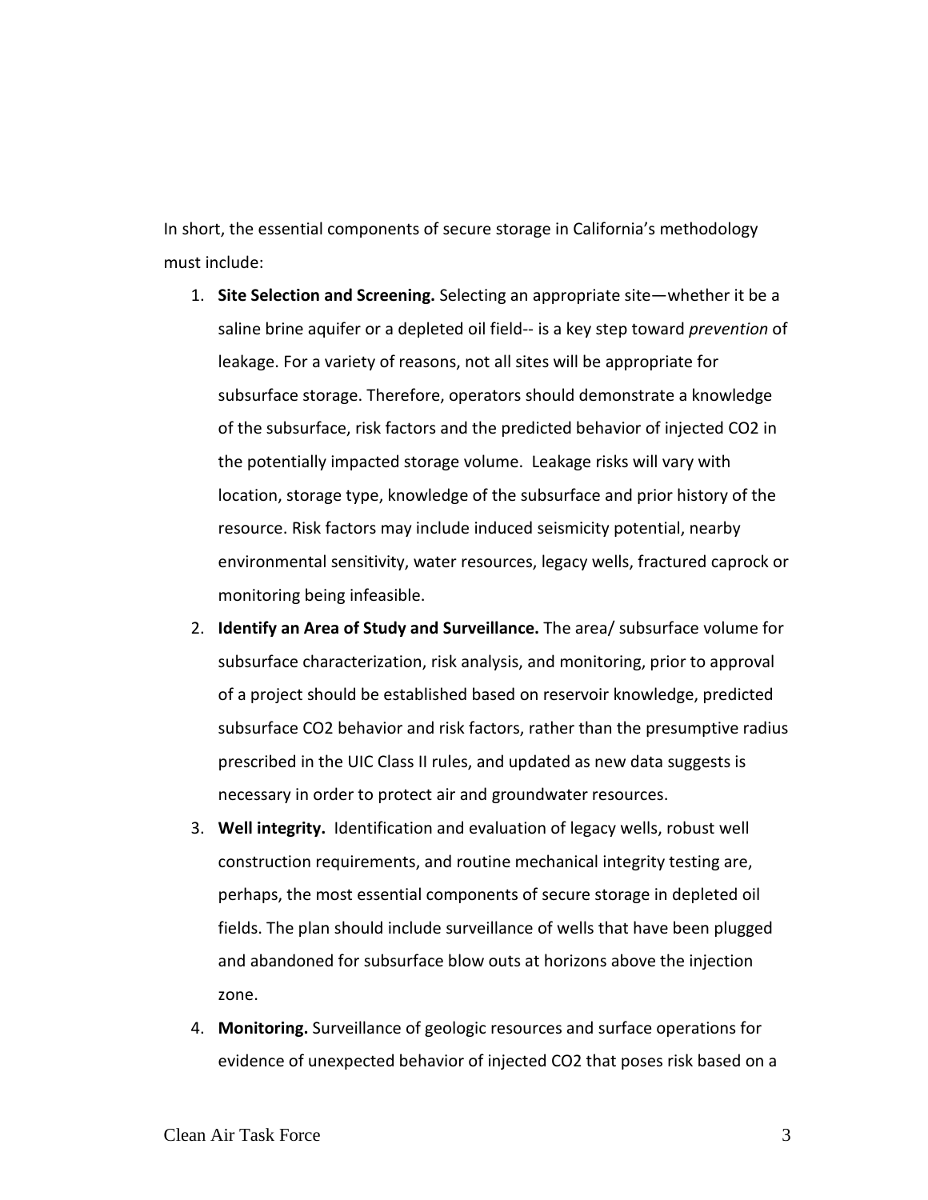In short, the essential components of secure storage in California's methodology must include:

1. **Site Selection and Screening.** Selecting an appropriate site—whether it be a saline brine aquifer or a depleted oil field-- is a key step toward *prevention* of leakage. For a variety of reasons, not all sites will be appropriate for subsurface storage. Therefore, operators should demonstrate a knowledge of the subsurface, risk factors and the predicted behavior of injected $CO_2$ in the potentially impacted storage volume. Leakage risks will vary with location, storage type, knowledge of the subsurface and prior history of the resource. Risk factors may include induced seismicity potential, nearby environmental sensitivity, water resources, legacy wells, fractured caprock or monitoring being infeasible.
2. **Identify an Area of Study and Surveillance.** The area/ subsurface volume for subsurface characterization, risk analysis, and monitoring, prior to approval of a project should be established based on reservoir knowledge, predicted subsurface $CO_2$ behavior and risk factors, rather than the presumptive radius prescribed in the UIC Class II rules, and updated as new data suggests is necessary in order to protect air and groundwater resources.
3. **Well integrity.** Identification and evaluation of legacy wells, robust well construction requirements, and routine mechanical integrity testing are, perhaps, the most essential components of secure storage in depleted oil fields. The plan should include surveillance of wells that have been plugged and abandoned for subsurface blow outs at horizons above the injection zone.
4. **Monitoring.** Surveillance of geologic resources and surface operations for evidence of unexpected behavior of injected $CO_2$ that poses risk based on a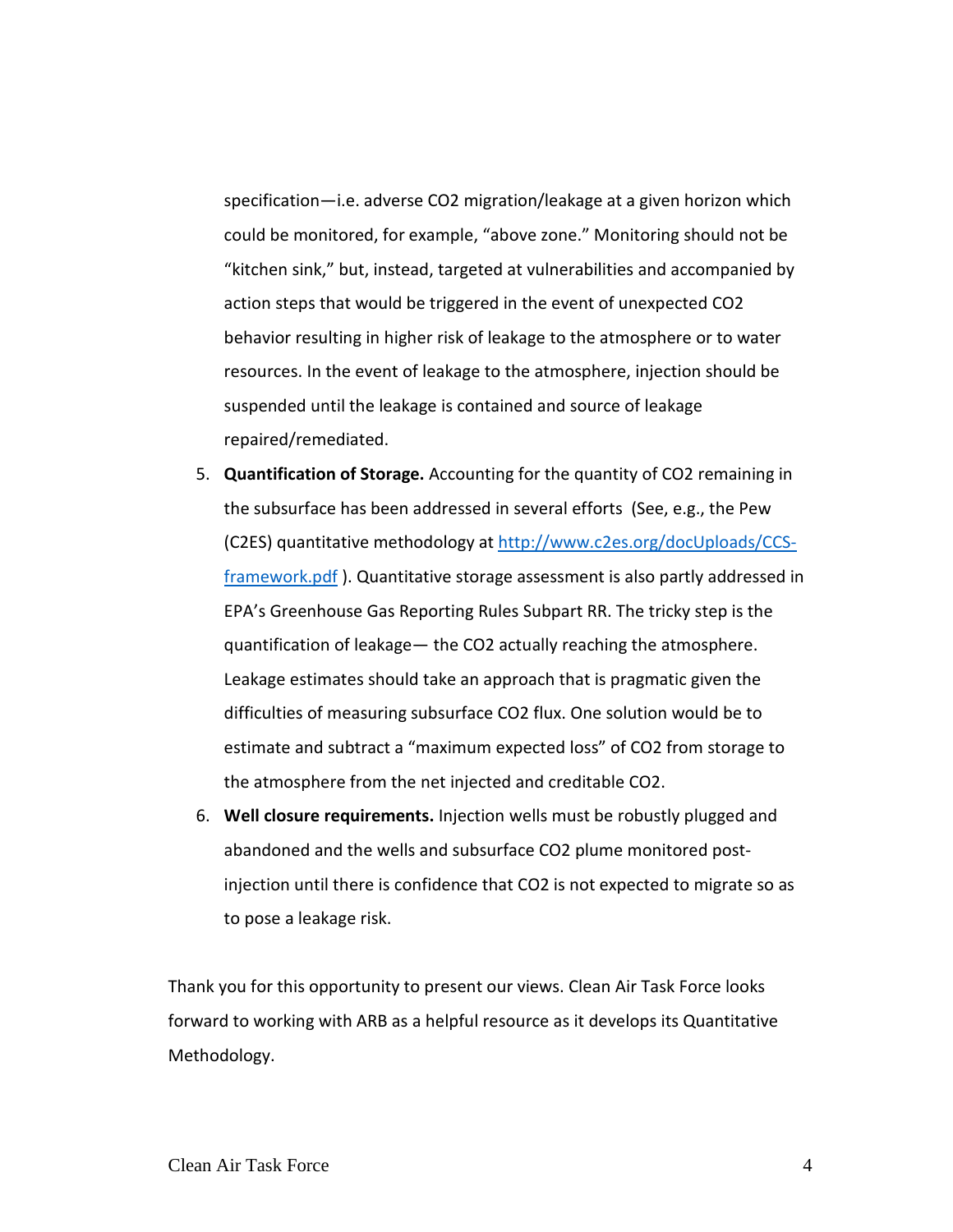specification—i.e. adverse $CO_2$ migration/leakage at a given horizon which could be monitored, for example, "above zone." Monitoring should not be "kitchen sink," but, instead, targeted at vulnerabilities and accompanied by action steps that would be triggered in the event of unexpected $CO_2$ behavior resulting in higher risk of leakage to the atmosphere or to water resources. In the event of leakage to the atmosphere, injection should be suspended until the leakage is contained and source of leakage repaired/remediated.

5. **Quantification of Storage.** Accounting for the quantity of $CO_2$ remaining in the subsurface has been addressed in several efforts (See, e.g., the Pew (C2ES) quantitative methodology at [http://www.c2es.org/docUploads/CCS-framework.pdf](http://www.c2es.org/docUploads/CCS-framework.pdf) ). Quantitative storage assessment is also partly addressed in EPA's Greenhouse Gas Reporting Rules Subpart RR. The tricky step is the quantification of leakage— the $CO_2$ actually reaching the atmosphere. Leakage estimates should take an approach that is pragmatic given the difficulties of measuring subsurface $CO_2$ flux. One solution would be to estimate and subtract a "maximum expected loss" of $CO_2$ from storage to the atmosphere from the net injected and creditable $CO_2$.
6. **Well closure requirements.** Injection wells must be robustly plugged and abandoned and the wells and subsurface $CO_2$ plume monitored post-injection until there is confidence that $CO_2$ is not expected to migrate so as to pose a leakage risk.

Thank you for this opportunity to present our views. Clean Air Task Force looks forward to working with ARB as a helpful resource as it develops its Quantitative Methodology.